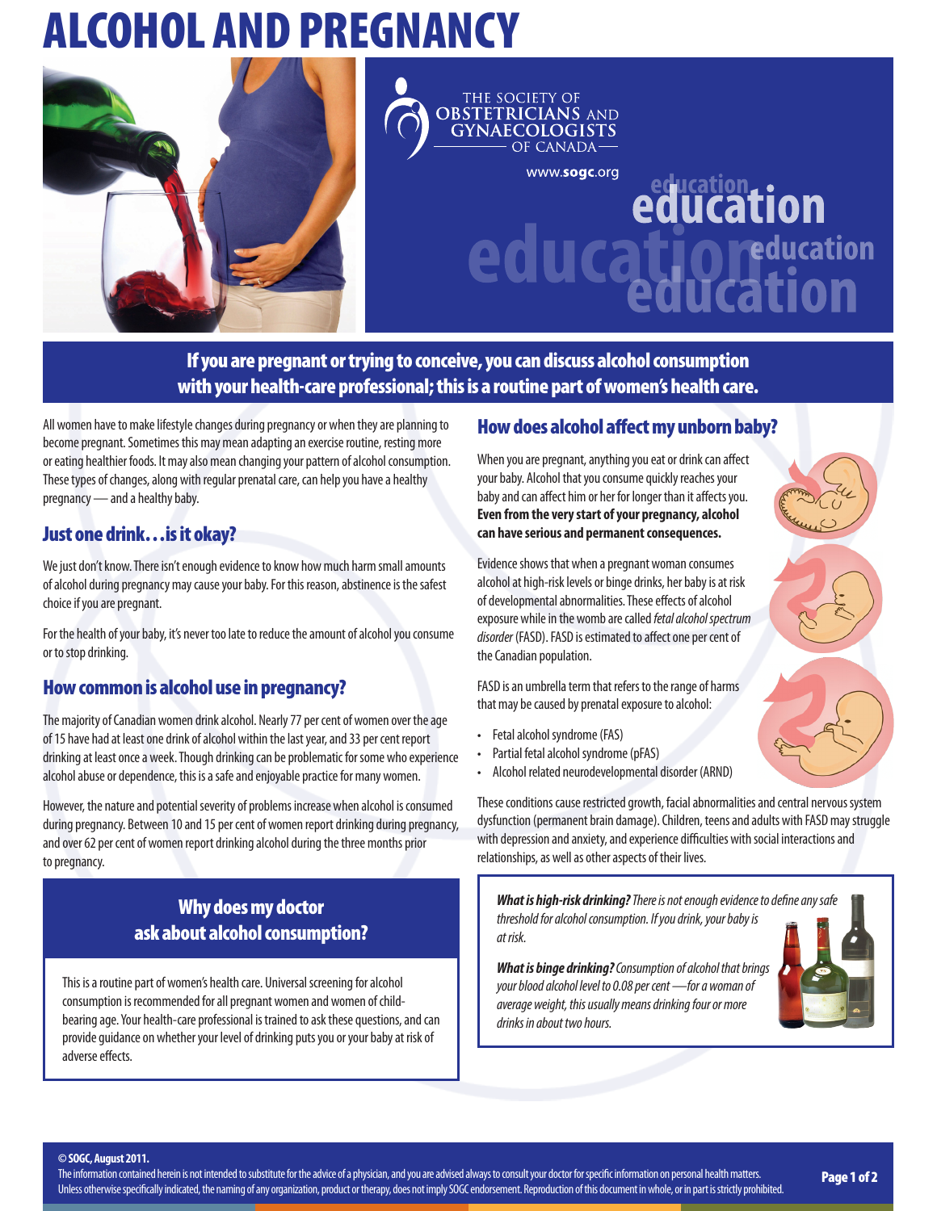# ALCOHOL AND PREGNANCY

THE SOCIETY OF OBSTETRICIANS AND GYNAECOLOGISTS OF CANADA

www.sogc.org

**If you are pregnant or trying to conceive, you can discuss alcohol consumption with your health-care professional; this is a routine part of women's health care.**

All women have to make lifestyle changes during pregnancy or when they are planning to become pregnant. Sometimes this may mean adapting an exercise routine, resting more or eating healthier foods. It may also mean changing your pattern of alcohol consumption. These types of changes, along with regular prenatal care, can help you have a healthy pregnancy — and a healthy baby.

## Just one drink…is it okay?

We just don't know. There isn't enough evidence to know how much harm small amounts of alcohol during pregnancy may cause your baby. For this reason, abstinence is the safest choice if you are pregnant.

For the health of your baby, it's never too late to reduce the amount of alcohol you consume or to stop drinking.

## How common is alcohol use in pregnancy?

The majority of Canadian women drink alcohol. Nearly 77 per cent of women over the age of 15 have had at least one drink of alcohol within the last year, and 33 per cent report drinking at least once a week. Though drinking can be problematic for some who experience alcohol abuse or dependence, this is a safe and enjoyable practice for many women.

However, the nature and potential severity of problems increase when alcohol is consumed during pregnancy. Between 10 and 15 per cent of women report drinking during pregnancy, and over 62 per cent of women report drinking alcohol during the three months prior to pregnancy.

## Why does my doctor ask about alcohol consumption?

This is a routine part of women's health care. Universal screening for alcohol consumption is recommended for all pregnant women and women of child-bearing age. Your health-care professional is trained to ask these questions, and can provide guidance on whether your level of drinking puts you or your baby at risk of adverse effects.

## How does alcohol affect my unborn baby?

When you are pregnant, anything you eat or drink can affect your baby. Alcohol that you consume quickly reaches your baby and can affect him or her for longer than it affects you. **Even from the very start of your pregnancy, alcohol can have serious and permanent consequences.**

Evidence shows that when a pregnant woman consumes alcohol at high-risk levels or binge drinks, her baby is at risk of developmental abnormalities. These effects of alcohol exposure while in the womb are called *fetal alcohol spectrum disorder* (FASD). FASD is estimated to affect one per cent of the Canadian population.

FASD is an umbrella term that refers to the range of harms that may be caused by prenatal exposure to alcohol:

- Fetal alcohol syndrome (FAS)
- Partial fetal alcohol syndrome (pFAS)
- Alcohol related neurodevelopmental disorder (ARND)

These conditions cause restricted growth, facial abnormalities and central nervous system dysfunction (permanent brain damage). Children, teens and adults with FASD may struggle with depression and anxiety, and experience difficulties with social interactions and relationships, as well as other aspects of their lives.

***What is high-risk drinking?*** *There is not enough evidence to define any safe threshold for alcohol consumption. If you drink, your baby is at risk.*

***What is binge drinking?*** *Consumption of alcohol that brings your blood alcohol level to 0.08 per cent —for a woman of average weight, this usually means drinking four or more drinks in about two hours.*

**© SOGC, August 2011.**

The information contained herein is not intended to substitute for the advice of a physician, and you are advised always to consult your doctor for specific information on personal health matters. Unless otherwise specifically indicated, the naming of any organization, product or therapy, does not imply SOGC endorsement. Reproduction of this document in whole, or in part is strictly prohibited.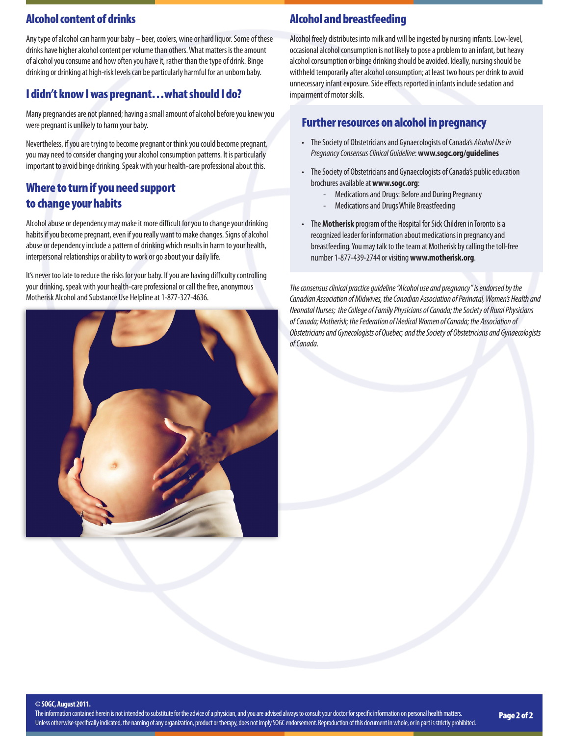## Alcohol content of drinks

Any type of alcohol can harm your baby – beer, coolers, wine or hard liquor. Some of these drinks have higher alcohol content per volume than others. What matters is the amount of alcohol you consume and how often you have it, rather than the type of drink. Binge drinking or drinking at high-risk levels can be particularly harmful for an unborn baby.

## I didn't know I was pregnant…what should I do?

Many pregnancies are not planned; having a small amount of alcohol before you knew you were pregnant is unlikely to harm your baby.

Nevertheless, if you are trying to become pregnant or think you could become pregnant, you may need to consider changing your alcohol consumption patterns. It is particularly important to avoid binge drinking. Speak with your health-care professional about this.

## Where to turn if you need support to change your habits

Alcohol abuse or dependency may make it more difficult for you to change your drinking habits if you become pregnant, even if you really want to make changes. Signs of alcohol abuse or dependency include a pattern of drinking which results in harm to your health, interpersonal relationships or ability to work or go about your daily life.

It's never too late to reduce the risks for your baby. If you are having difficulty controlling your drinking, speak with your health-care professional or call the free, anonymous Motherisk Alcohol and Substance Use Helpline at 1-877-327-4636.

## Alcohol and breastfeeding

Alcohol freely distributes into milk and will be ingested by nursing infants. Low-level, occasional alcohol consumption is not likely to pose a problem to an infant, but heavy alcohol consumption or binge drinking should be avoided. Ideally, nursing should be withheld temporarily after alcohol consumption; at least two hours per drink to avoid unnecessary infant exposure. Side effects reported in infants include sedation and impairment of motor skills.

## Further resources on alcohol in pregnancy

- The Society of Obstetricians and Gynaecologists of Canada's *Alcohol Use in Pregnancy Consensus Clinical Guideline*: **www.sogc.org/guidelines**
- The Society of Obstetricians and Gynaecologists of Canada's public education brochures available at **www.sogc.org**:
  - Medications and Drugs: Before and During Pregnancy
  - Medications and Drugs While Breastfeeding
- The **Motherisk** program of the Hospital for Sick Children in Toronto is a recognized leader for information about medications in pregnancy and breastfeeding. You may talk to the team at Motherisk by calling the toll-free number 1-877-439-2744 or visiting **www.motherisk.org**.

*The consensus clinical practice guideline "Alcohol use and pregnancy" is endorsed by the Canadian Association of Midwives, the Canadian Association of Perinatal, Women's Health and Neonatal Nurses; the College of Family Physicians of Canada; the Society of Rural Physicians of Canada; Motherisk; the Federation of Medical Women of Canada; the Association of Obstetricians and Gynecologists of Quebec; and the Society of Obstetricians and Gynaecologists of Canada.*

**© SOGC, August 2011.**
The information contained herein is not intended to substitute for the advice of a physician, and you are advised always to consult your doctor for specific information on personal health matters. Unless otherwise specifically indicated, the naming of any organization, product or therapy, does not imply SOGC endorsement. Reproduction of this document in whole, or in part is strictly prohibited.